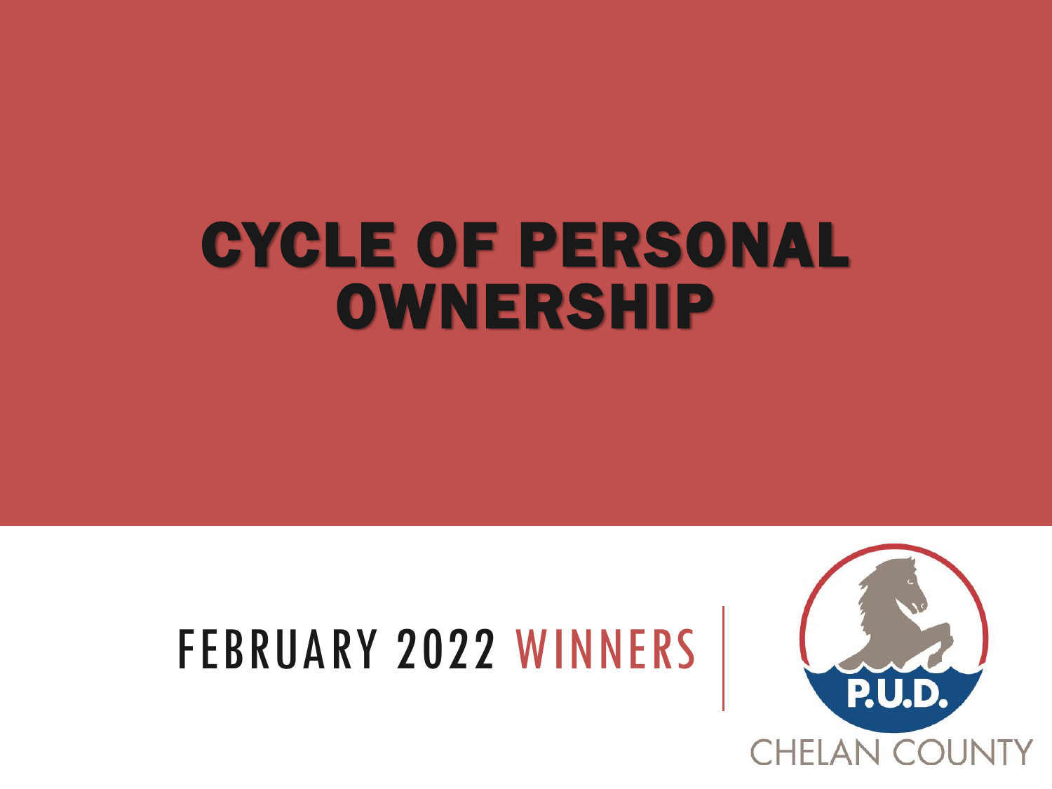# CYCLE OF PERSONAL OWNERSHIP

## FEBRUARY 2022 WINNERS

P.U.D.

CHELAN COUNTY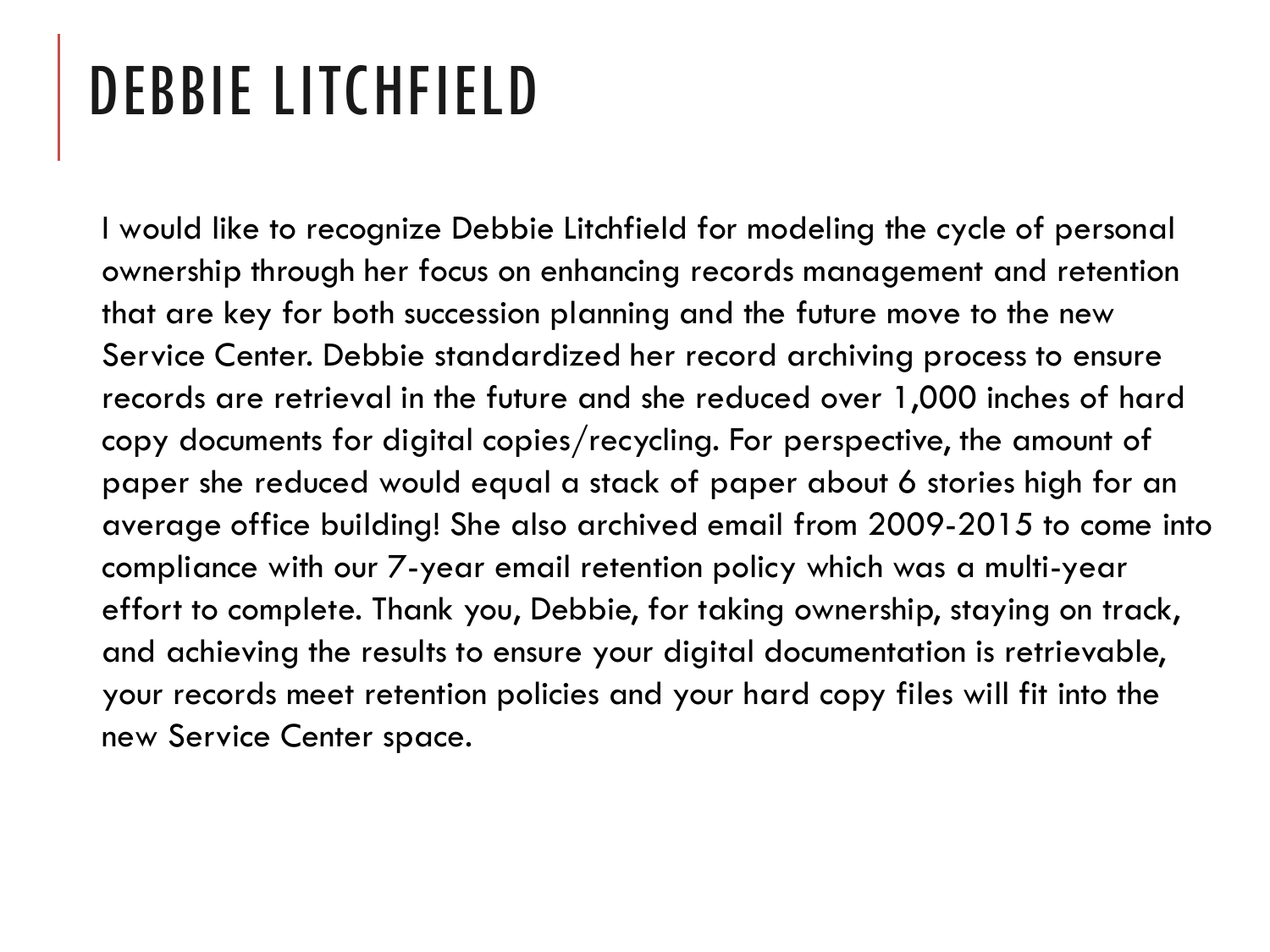# DEBBIE LITCHFIELD

I would like to recognize Debbie Litchfield for modeling the cycle of personal ownership through her focus on enhancing records management and retention that are key for both succession planning and the future move to the new Service Center. Debbie standardized her record archiving process to ensure records are retrieval in the future and she reduced over 1,000 inches of hard copy documents for digital copies/recycling. For perspective, the amount of paper she reduced would equal a stack of paper about 6 stories high for an average office building! She also archived email from 2009-2015 to come into compliance with our 7-year email retention policy which was a multi-year effort to complete. Thank you, Debbie, for taking ownership, staying on track, and achieving the results to ensure your digital documentation is retrievable, your records meet retention policies and your hard copy files will fit into the new Service Center space.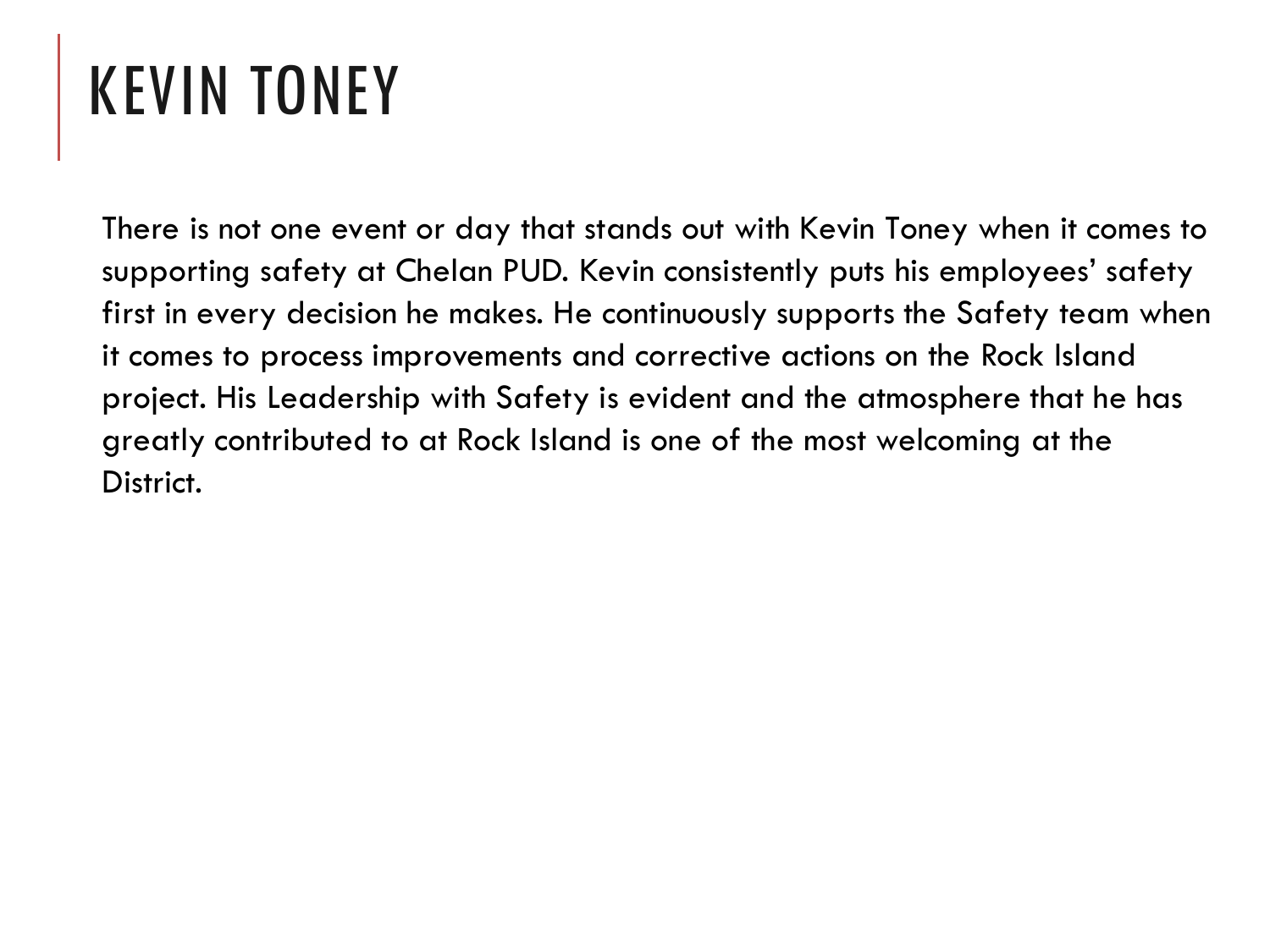# KEVIN TONEY

There is not one event or day that stands out with Kevin Toney when it comes to supporting safety at Chelan PUD. Kevin consistently puts his employees' safety first in every decision he makes. He continuously supports the Safety team when it comes to process improvements and corrective actions on the Rock Island project. His Leadership with Safety is evident and the atmosphere that he has greatly contributed to at Rock Island is one of the most welcoming at the District.